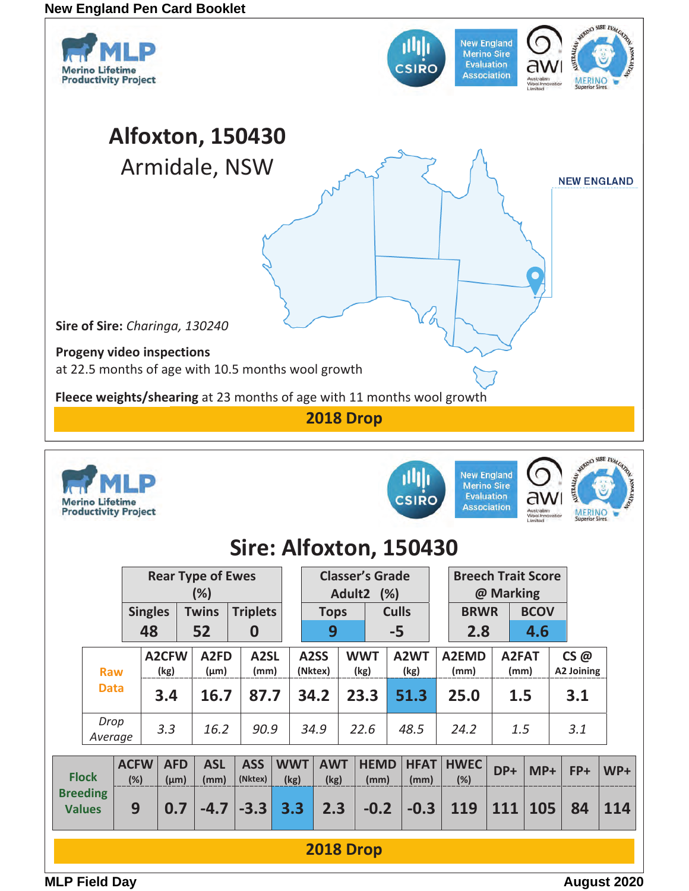New England Pen Card Booklet

MLP Merino Lifetime Productivity Project

CSIRO | New England Merino Sire Evaluation Association | awi Australian Wool Innovation Limited | Australian Merino Sire Evaluation Association MERINO Superior Sires

# Alfoxton, 150430

## Armidale, NSW

NEW ENGLAND

**Sire of Sire:** *Charinga, 130240*

**Progeny video inspections**
at 22.5 months of age with 10.5 months wool growth

**Fleece weights/shearing** at 23 months of age with 11 months wool growth

**2018 Drop**

MLP Merino Lifetime Productivity Project

CSIRO | New England Merino Sire Evaluation Association | awi Australian Wool Innovation Limited | Australian Merino Sire Evaluation Association MERINO Superior Sires

# Sire: Alfoxton, 150430

| Rear Type of Ewes (%) | | | Classer's Grade Adult2 (%) | | Breech Trait Score @ Marking | |
|---|---|---|---|---|---|---|
| Singles | Twins | Triplets | Tops | Culls | BRWR | BCOV |
| 48 | 52 | 0 | 9 | -5 | 2.8 | 4.6 |

| | A2CFW (kg) | A2FD (µm) | A2SL (mm) | A2SS (Nktex) | WWT (kg) | A2WT (kg) | A2EMD (mm) | A2FAT (mm) | CS @ A2 Joining |
|---|---|---|---|---|---|---|---|---|---|
| Raw Data | 3.4 | 16.7 | 87.7 | 34.2 | 23.3 | 51.3 | 25.0 | 1.5 | 3.1 |
| *Drop Average* | *3.3* | *16.2* | *90.9* | *34.9* | *22.6* | *48.5* | *24.2* | *1.5* | *3.1* |

| | ACFW (%) | AFD (µm) | ASL (mm) | ASS (Nktex) | WWT (kg) | AWT (kg) | HEMD (mm) | HFAT (mm) | HWEC (%) | DP+ | MP+ | FP+ | WP+ |
|---|---|---|---|---|---|---|---|---|---|---|---|---|---|
| Flock Breeding Values | 9 | 0.7 | -4.7 | -3.3 | 3.3 | 2.3 | -0.2 | -0.3 | 119 | 111 | 105 | 84 | 114 |

**2018 Drop**

MLP Field Day | August 2020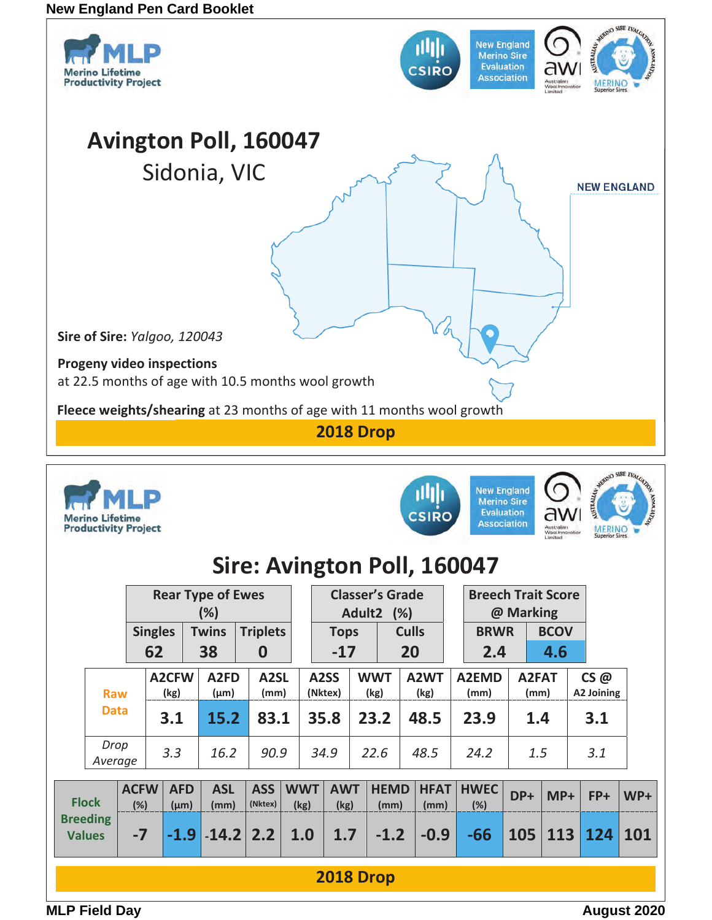New England Pen Card Booklet

MLP Merino Lifetime Productivity Project

CSIRO | New England Merino Sire Evaluation Association | awi Australian Wool Innovation Limited | Australian Merino Sire Evaluation Association MERINO Superior Sires

# Avington Poll, 160047

## Sidonia, VIC

NEW ENGLAND

**Sire of Sire:** *Yalgoo, 120043*

**Progeny video inspections**
at 22.5 months of age with 10.5 months wool growth

**Fleece weights/shearing** at 23 months of age with 11 months wool growth

**2018 Drop**

MLP Merino Lifetime Productivity Project

CSIRO | New England Merino Sire Evaluation Association | awi Australian Wool Innovation Limited | Australian Merino Sire Evaluation Association MERINO Superior Sires

# Sire: Avington Poll, 160047

| Rear Type of Ewes (%) | | |
|---|---|---|
| Singles | Twins | Triplets |
| 62 | 38 | 0 |

| Classer's Grade Adult2 (%) | |
|---|---|
| Tops | Culls |
| -17 | 20 |

| Breech Trait Score @ Marking | |
|---|---|
| BRWR | BCOV |
| 2.4 | 4.6 |

| | A2CFW (kg) | A2FD (µm) | A2SL (mm) | A2SS (Nktex) | WWT (kg) | A2WT (kg) | A2EMD (mm) | A2FAT (mm) | CS @ A2 Joining |
|---|---|---|---|---|---|---|---|---|---|
| Raw Data | 3.1 | 15.2 | 83.1 | 35.8 | 23.2 | 48.5 | 23.9 | 1.4 | 3.1 |
| *Drop Average* | *3.3* | *16.2* | *90.9* | *34.9* | *22.6* | *48.5* | *24.2* | *1.5* | *3.1* |

| | ACFW (%) | AFD (µm) | ASL (mm) | ASS (Nktex) | WWT (kg) | AWT (kg) | HEMD (mm) | HFAT (mm) | HWEC (%) | DP+ | MP+ | FP+ | WP+ |
|---|---|---|---|---|---|---|---|---|---|---|---|---|---|
| Flock Breeding Values | -7 | -1.9 | -14.2 | 2.2 | 1.0 | 1.7 | -1.2 | -0.9 | -66 | 105 | 113 | 124 | 101 |

**2018 Drop**

MLP Field Day

August 2020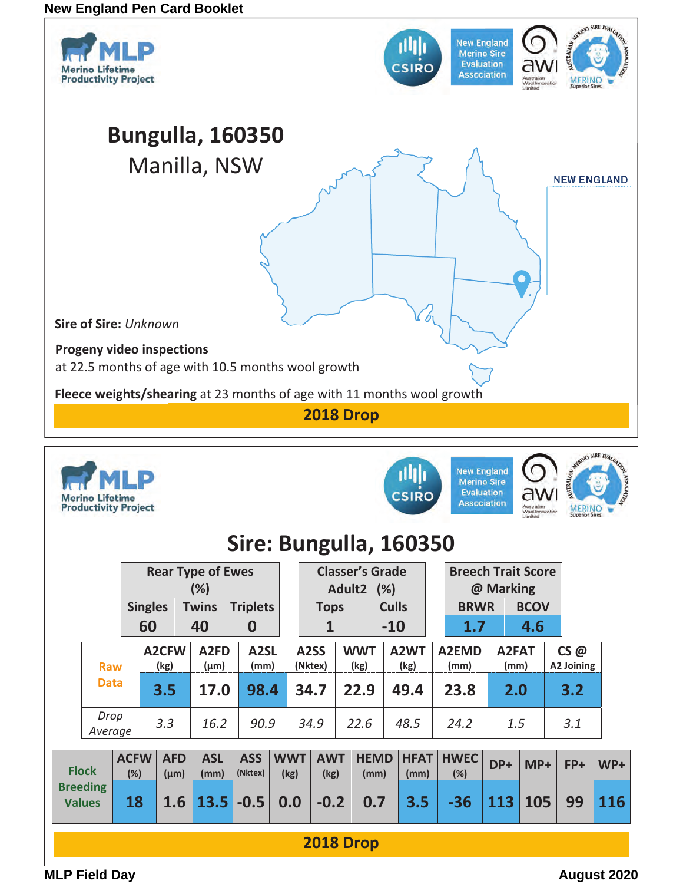New England Pen Card Booklet

MLP Merino Lifetime Productivity Project

CSIRO | New England Merino Sire Evaluation Association | AWI Australian Wool Innovation Limited | Australian Merino Sire Evaluation Association – Merino Superior Sires

# Bungulla, 160350

## Manilla, NSW

NEW ENGLAND

**Sire of Sire:** *Unknown*

**Progeny video inspections**
at 22.5 months of age with 10.5 months wool growth

**Fleece weights/shearing** at 23 months of age with 11 months wool growth

**2018 Drop**

MLP Merino Lifetime Productivity Project

CSIRO | New England Merino Sire Evaluation Association | AWI Australian Wool Innovation Limited | Australian Merino Sire Evaluation Association – Merino Superior Sires

# Sire: Bungulla, 160350

| Rear Type of Ewes (%) | | |
|---|---|---|
| Singles | Twins | Triplets |
| 60 | 40 | 0 |

| Classer's Grade Adult2 (%) | |
|---|---|
| Tops | Culls |
| 1 | -10 |

| Breech Trait Score @ Marking | |
|---|---|
| BRWR | BCOV |
| 1.7 | 4.6 |

| | A2CFW (kg) | A2FD (µm) | A2SL (mm) | A2SS (Nktex) | WWT (kg) | A2WT (kg) | A2EMD (mm) | A2FAT (mm) | CS @ A2 Joining |
|---|---|---|---|---|---|---|---|---|---|
| Raw Data | 3.5 | 17.0 | 98.4 | 34.7 | 22.9 | 49.4 | 23.8 | 2.0 | 3.2 |
| *Drop Average* | *3.3* | *16.2* | *90.9* | *34.9* | *22.6* | *48.5* | *24.2* | *1.5* | *3.1* |

| | ACFW (%) | AFD (µm) | ASL (mm) | ASS (Nktex) | WWT (kg) | AWT (kg) | HEMD (mm) | HFAT (mm) | HWEC (%) | DP+ | MP+ | FP+ | WP+ |
|---|---|---|---|---|---|---|---|---|---|---|---|---|---|
| Flock Breeding Values | 18 | 1.6 | 13.5 | -0.5 | 0.0 | -0.2 | 0.7 | 3.5 | -36 | 113 | 105 | 99 | 116 |

**2018 Drop**

MLP Field Day August 2020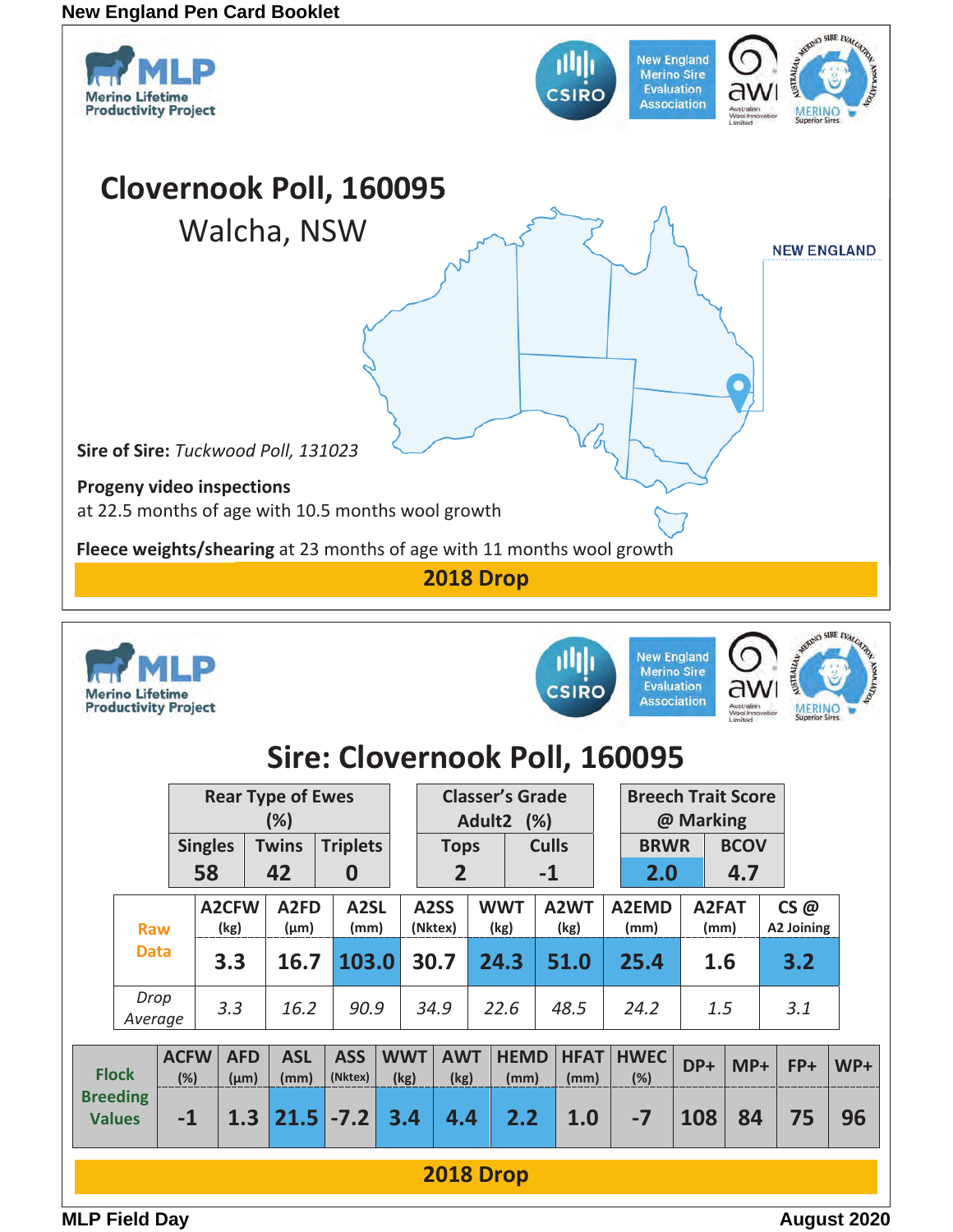## Clovernook Poll, 160095

Walcha, NSW

NEW ENGLAND

**Sire of Sire:** *Tuckwood Poll, 131023*

**Progeny video inspections**
at 22.5 months of age with 10.5 months wool growth

**Fleece weights/shearing** at 23 months of age with 11 months wool growth

**2018 Drop**

## Sire: Clovernook Poll, 160095

| Rear Type of Ewes (%) | | |
|---|---|---|
| Singles | Twins | Triplets |
| 58 | 42 | 0 |

| Classer's Grade Adult2 (%) | |
|---|---|
| Tops | Culls |
| 2 | -1 |

| Breech Trait Score @ Marking | |
|---|---|
| BRWR | BCOV |
| 2.0 | 4.7 |

| | A2CFW (kg) | A2FD (µm) | A2SL (mm) | A2SS (Nktex) | WWT (kg) | A2WT (kg) | A2EMD (mm) | A2FAT (mm) | CS @ A2 Joining |
|---|---|---|---|---|---|---|---|---|---|
| Raw Data | 3.3 | 16.7 | 103.0 | 30.7 | 24.3 | 51.0 | 25.4 | 1.6 | 3.2 |
| *Drop Average* | *3.3* | *16.2* | *90.9* | *34.9* | *22.6* | *48.5* | *24.2* | *1.5* | *3.1* |

| | ACFW (%) | AFD (µm) | ASL (mm) | ASS (Nktex) | WWT (kg) | AWT (kg) | HEMD (mm) | HFAT (mm) | HWEC (%) | DP+ | MP+ | FP+ | WP+ |
|---|---|---|---|---|---|---|---|---|---|---|---|---|---|
| Flock Breeding Values | -1 | 1.3 | 21.5 | -7.2 | 3.4 | 4.4 | 2.2 | 1.0 | -7 | 108 | 84 | 75 | 96 |

**2018 Drop**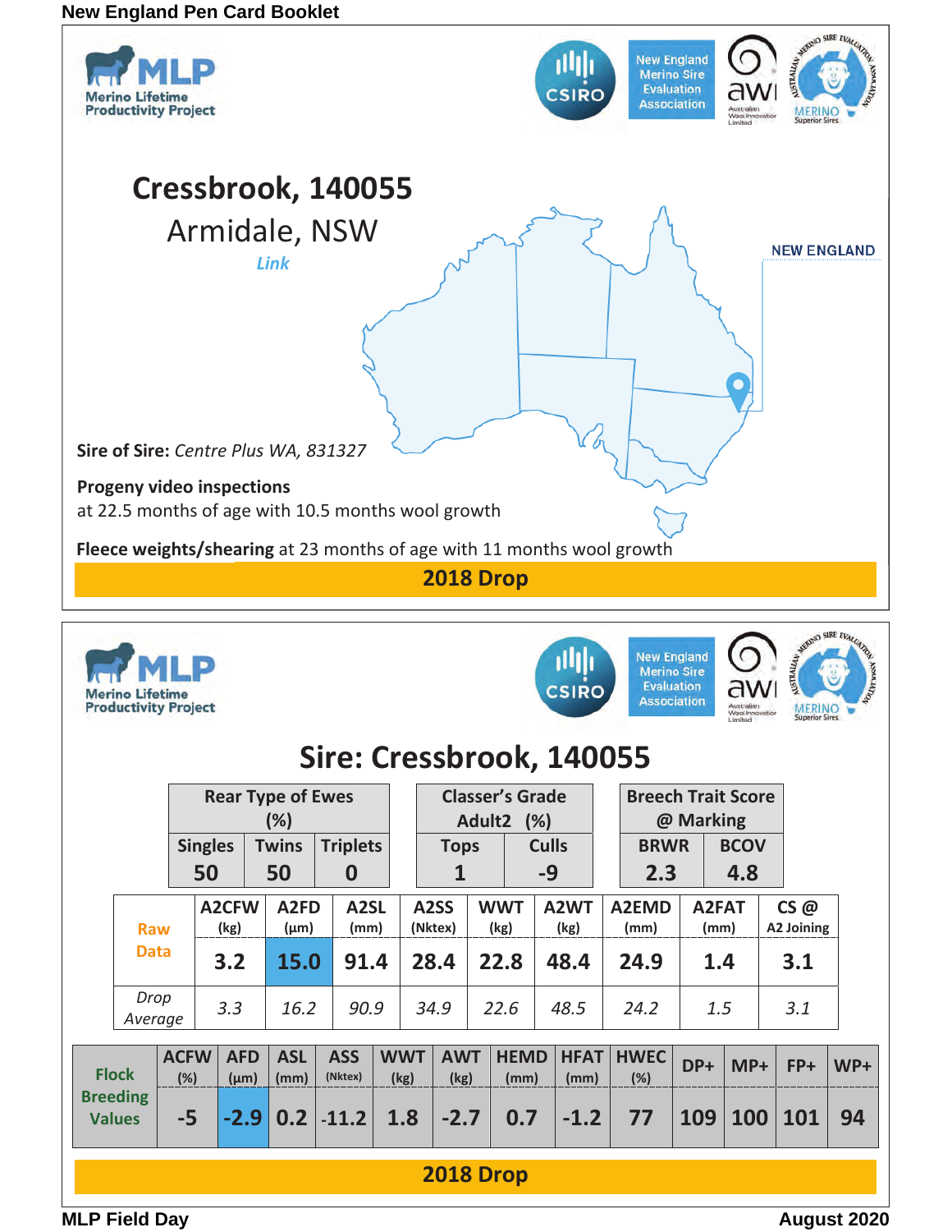New England Pen Card Booklet

# Cressbrook, 140055

Armidale, NSW

*Link*

NEW ENGLAND

**Sire of Sire:** *Centre Plus WA, 831327*

**Progeny video inspections**
at 22.5 months of age with 10.5 months wool growth

**Fleece weights/shearing** at 23 months of age with 11 months wool growth

**2018 Drop**

## Sire: Cressbrook, 140055

| Rear Type of Ewes (%) | | | Classer's Grade Adult2 (%) | | Breech Trait Score @ Marking | |
|---|---|---|---|---|---|---|
| Singles | Twins | Triplets | Tops | Culls | BRWR | BCOV |
| 50 | 50 | 0 | 1 | -9 | 2.3 | 4.8 |

| | A2CFW (kg) | A2FD (µm) | A2SL (mm) | A2SS (Nktex) | WWT (kg) | A2WT (kg) | A2EMD (mm) | A2FAT (mm) | CS @ A2 Joining |
|---|---|---|---|---|---|---|---|---|---|
| Raw Data | 3.2 | 15.0 | 91.4 | 28.4 | 22.8 | 48.4 | 24.9 | 1.4 | 3.1 |
| *Drop Average* | *3.3* | *16.2* | *90.9* | *34.9* | *22.6* | *48.5* | *24.2* | *1.5* | *3.1* |

| | ACFW (%) | AFD (µm) | ASL (mm) | ASS (Nktex) | WWT (kg) | AWT (kg) | HEMD (mm) | HFAT (mm) | HWEC (%) | DP+ | MP+ | FP+ | WP+ |
|---|---|---|---|---|---|---|---|---|---|---|---|---|---|
| Flock Breeding Values | -5 | -2.9 | 0.2 | -11.2 | 1.8 | -2.7 | 0.7 | -1.2 | 77 | 109 | 100 | 101 | 94 |

**2018 Drop**

MLP Field Day August 2020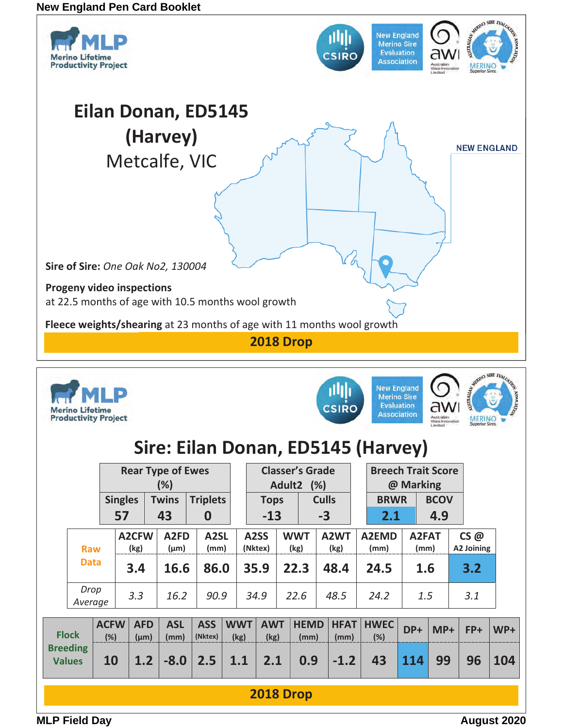## Eilan Donan, ED5145 (Harvey)

Metcalfe, VIC

NEW ENGLAND

**Sire of Sire:** *One Oak No2, 130004*

**Progeny video inspections**
at 22.5 months of age with 10.5 months wool growth

**Fleece weights/shearing** at 23 months of age with 11 months wool growth

**2018 Drop**

## Sire: Eilan Donan, ED5145 (Harvey)

| Rear Type of Ewes (%) | | | Classer's Grade Adult2 (%) | | Breech Trait Score @ Marking | |
|---|---|---|---|---|---|---|
| Singles | Twins | Triplets | Tops | Culls | BRWR | BCOV |
| 57 | 43 | 0 | -13 | -3 | 2.1 | 4.9 |

| | A2CFW (kg) | A2FD (µm) | A2SL (mm) | A2SS (Nktex) | WWT (kg) | A2WT (kg) | A2EMD (mm) | A2FAT (mm) | CS @ A2 Joining |
|---|---|---|---|---|---|---|---|---|---|
| Raw Data | 3.4 | 16.6 | 86.0 | 35.9 | 22.3 | 48.4 | 24.5 | 1.6 | 3.2 |
| *Drop Average* | *3.3* | *16.2* | *90.9* | *34.9* | *22.6* | *48.5* | *24.2* | *1.5* | *3.1* |

| | ACFW (%) | AFD (µm) | ASL (mm) | ASS (Nktex) | WWT (kg) | AWT (kg) | HEMD (mm) | HFAT (mm) | HWEC (%) | DP+ | MP+ | FP+ | WP+ |
|---|---|---|---|---|---|---|---|---|---|---|---|---|---|
| Flock Breeding Values | 10 | 1.2 | -8.0 | 2.5 | 1.1 | 2.1 | 0.9 | -1.2 | 43 | 114 | 99 | 96 | 104 |

**2018 Drop**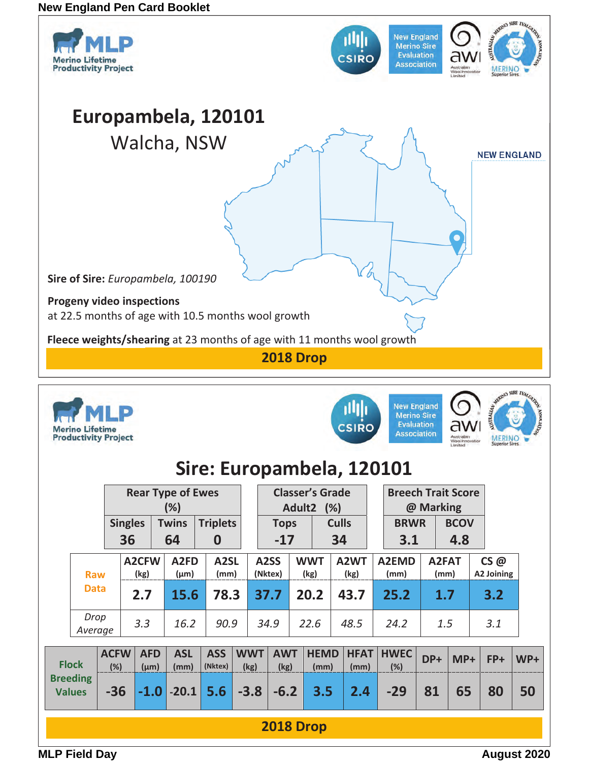New England Pen Card Booklet

MLP Merino Lifetime Productivity Project

# Europambela, 120101

## Walcha, NSW

NEW ENGLAND

**Sire of Sire:** *Europambela, 100190*

**Progeny video inspections**
at 22.5 months of age with 10.5 months wool growth

**Fleece weights/shearing** at 23 months of age with 11 months wool growth

**2018 Drop**

MLP Merino Lifetime Productivity Project

# Sire: Europambela, 120101

| Rear Type of Ewes (%) | | | Classer's Grade Adult2 (%) | | Breech Trait Score @ Marking | |
|---|---|---|---|---|---|---|
| Singles | Twins | Triplets | Tops | Culls | BRWR | BCOV |
| 36 | 64 | 0 | -17 | 34 | 3.1 | 4.8 |

| | A2CFW (kg) | A2FD (µm) | A2SL (mm) | A2SS (Nktex) | WWT (kg) | A2WT (kg) | A2EMD (mm) | A2FAT (mm) | CS @ A2 Joining |
|---|---|---|---|---|---|---|---|---|---|
| Raw Data | 2.7 | 15.6 | 78.3 | 37.7 | 20.2 | 43.7 | 25.2 | 1.7 | 3.2 |
| *Drop Average* | *3.3* | *16.2* | *90.9* | *34.9* | *22.6* | *48.5* | *24.2* | *1.5* | *3.1* |

| | ACFW (%) | AFD (µm) | ASL (mm) | ASS (Nktex) | WWT (kg) | AWT (kg) | HEMD (mm) | HFAT (mm) | HWEC (%) | DP+ | MP+ | FP+ | WP+ |
|---|---|---|---|---|---|---|---|---|---|---|---|---|---|
| Flock Breeding Values | -36 | -1.0 | -20.1 | 5.6 | -3.8 | -6.2 | 3.5 | 2.4 | -29 | 81 | 65 | 80 | 50 |

**2018 Drop**

MLP Field Day — August 2020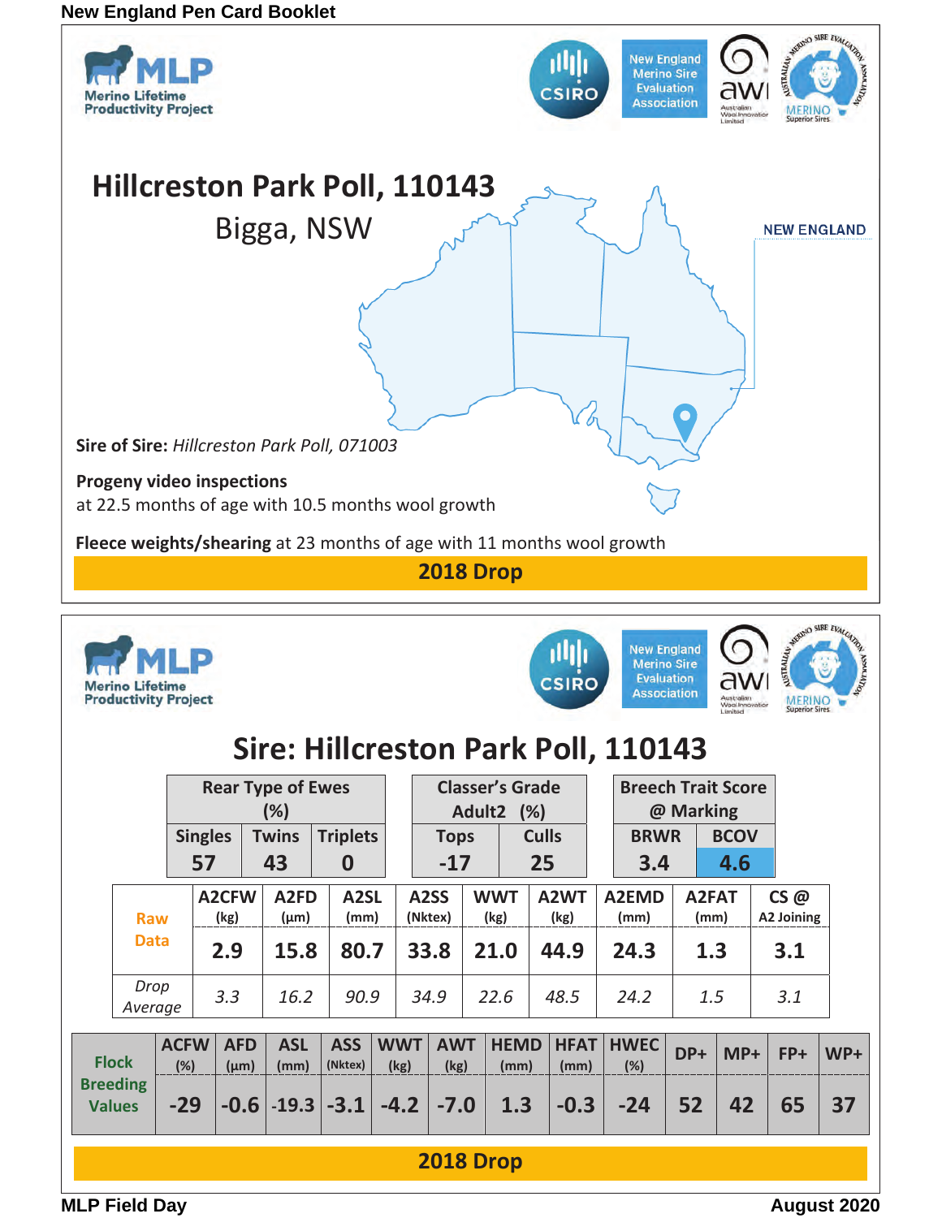## Hillcreston Park Poll, 110143

Bigga, NSW

NEW ENGLAND

**Sire of Sire:** *Hillcreston Park Poll, 071003*

**Progeny video inspections**
at 22.5 months of age with 10.5 months wool growth

**Fleece weights/shearing** at 23 months of age with 11 months wool growth

**2018 Drop**

## Sire: Hillcreston Park Poll, 110143

| Rear Type of Ewes (%) | | |
|---|---|---|
| Singles | Twins | Triplets |
| 57 | 43 | 0 |

| Classer's Grade Adult2 (%) | |
|---|---|
| Tops | Culls |
| -17 | 25 |

| Breech Trait Score @ Marking | |
|---|---|
| BRWR | BCOV |
| 3.4 | 4.6 |

| | A2CFW (kg) | A2FD (µm) | A2SL (mm) | A2SS (Nktex) | WWT (kg) | A2WT (kg) | A2EMD (mm) | A2FAT (mm) | CS @ A2 Joining |
|---|---|---|---|---|---|---|---|---|---|
| Raw Data | 2.9 | 15.8 | 80.7 | 33.8 | 21.0 | 44.9 | 24.3 | 1.3 | 3.1 |
| *Drop Average* | *3.3* | *16.2* | *90.9* | *34.9* | *22.6* | *48.5* | *24.2* | *1.5* | *3.1* |

| | ACFW (%) | AFD (µm) | ASL (mm) | ASS (Nktex) | WWT (kg) | AWT (kg) | HEMD (mm) | HFAT (mm) | HWEC (%) | DP+ | MP+ | FP+ | WP+ |
|---|---|---|---|---|---|---|---|---|---|---|---|---|---|
| Flock Breeding Values | -29 | -0.6 | -19.3 | -3.1 | -4.2 | -7.0 | 1.3 | -0.3 | -24 | 52 | 42 | 65 | 37 |

**2018 Drop**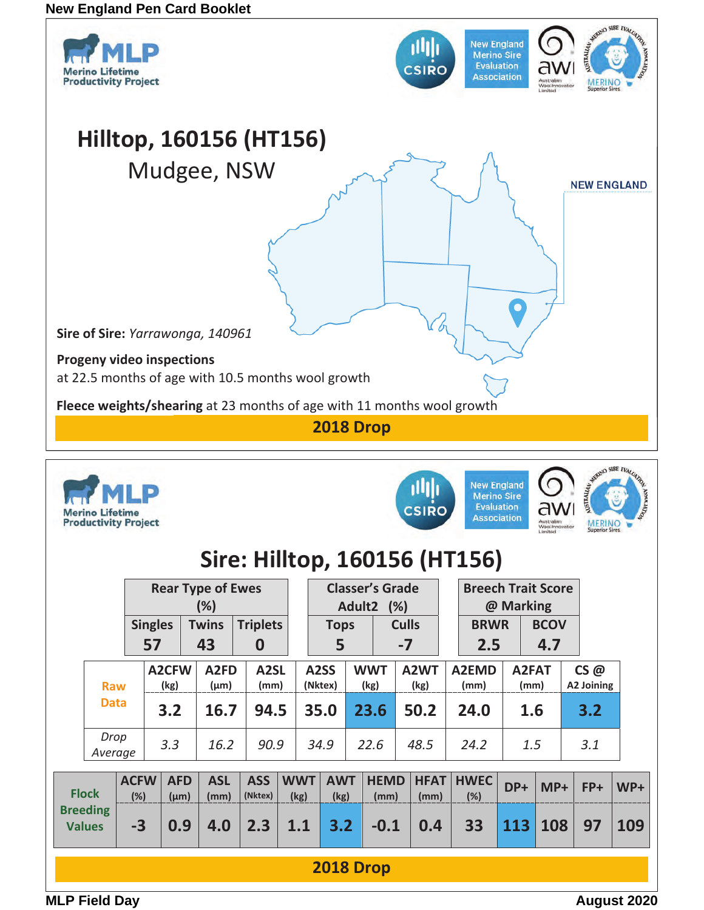New England Pen Card Booklet

## Hilltop, 160156 (HT156)

Mudgee, NSW

NEW ENGLAND

**Sire of Sire:** *Yarrawonga, 140961*

**Progeny video inspections**
at 22.5 months of age with 10.5 months wool growth

**Fleece weights/shearing** at 23 months of age with 11 months wool growth

**2018 Drop**

## Sire: Hilltop, 160156 (HT156)

| Rear Type of Ewes (%) | | | Classer's Grade Adult2 (%) | | Breech Trait Score @ Marking | |
|---|---|---|---|---|---|---|
| Singles | Twins | Triplets | Tops | Culls | BRWR | BCOV |
| 57 | 43 | 0 | 5 | -7 | 2.5 | 4.7 |

| | A2CFW (kg) | A2FD (µm) | A2SL (mm) | A2SS (Nktex) | WWT (kg) | A2WT (kg) | A2EMD (mm) | A2FAT (mm) | CS @ A2 Joining |
|---|---|---|---|---|---|---|---|---|---|
| Raw Data | 3.2 | 16.7 | 94.5 | 35.0 | 23.6 | 50.2 | 24.0 | 1.6 | 3.2 |
| *Drop Average* | *3.3* | *16.2* | *90.9* | *34.9* | *22.6* | *48.5* | *24.2* | *1.5* | *3.1* |

| | ACFW (%) | AFD (µm) | ASL (mm) | ASS (Nktex) | WWT (kg) | AWT (kg) | HEMD (mm) | HFAT (mm) | HWEC (%) | DP+ | MP+ | FP+ | WP+ |
|---|---|---|---|---|---|---|---|---|---|---|---|---|---|
| Flock Breeding Values | -3 | 0.9 | 4.0 | 2.3 | 1.1 | 3.2 | -0.1 | 0.4 | 33 | 113 | 108 | 97 | 109 |

**2018 Drop**

MLP Field Day — August 2020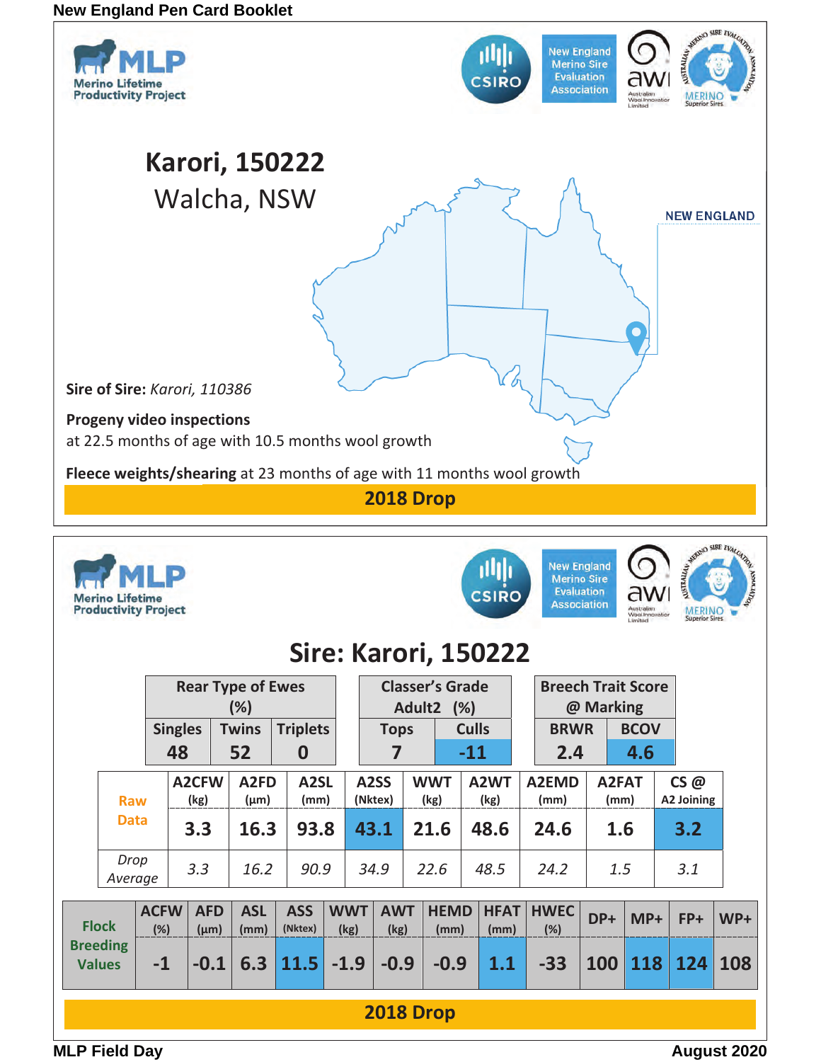# Karori, 150222

## Walcha, NSW

NEW ENGLAND

**Sire of Sire:** *Karori, 110386*

**Progeny video inspections**
at 22.5 months of age with 10.5 months wool growth

**Fleece weights/shearing** at 23 months of age with 11 months wool growth

**2018 Drop**

---

# Sire: Karori, 150222

| Rear Type of Ewes (%) | | | Classer's Grade Adult2 (%) | | Breech Trait Score @ Marking | |
|---|---|---|---|---|---|---|
| Singles | Twins | Triplets | Tops | Culls | BRWR | BCOV |
| 48 | 52 | 0 | 7 | -11 | 2.4 | 4.6 |

| | A2CFW (kg) | A2FD (µm) | A2SL (mm) | A2SS (Nktex) | WWT (kg) | A2WT (kg) | A2EMD (mm) | A2FAT (mm) | CS @ A2 Joining |
|---|---|---|---|---|---|---|---|---|---|
| Raw Data | 3.3 | 16.3 | 93.8 | 43.1 | 21.6 | 48.6 | 24.6 | 1.6 | 3.2 |
| *Drop Average* | *3.3* | *16.2* | *90.9* | *34.9* | *22.6* | *48.5* | *24.2* | *1.5* | *3.1* |

| | ACFW (%) | AFD (µm) | ASL (mm) | ASS (Nktex) | WWT (kg) | AWT (kg) | HEMD (mm) | HFAT (mm) | HWEC (%) | DP+ | MP+ | FP+ | WP+ |
|---|---|---|---|---|---|---|---|---|---|---|---|---|---|
| Flock Breeding Values | -1 | -0.1 | 6.3 | 11.5 | -1.9 | -0.9 | -0.9 | 1.1 | -33 | 100 | 118 | 124 | 108 |

**2018 Drop**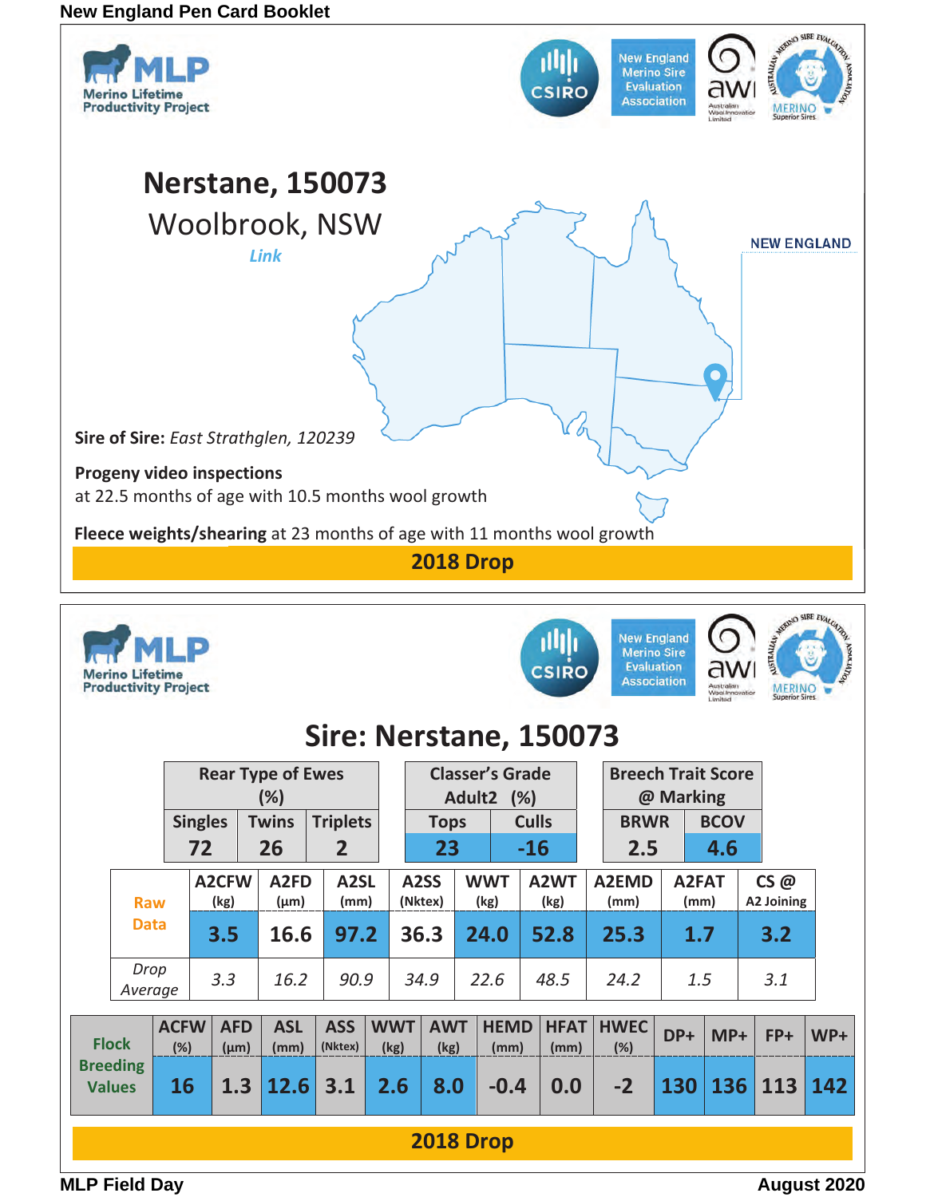New England Pen Card Booklet

MLP Merino Lifetime Productivity Project

CSIRO | New England Merino Sire Evaluation Association | awi Australian Wool Innovation Limited | Australian Merino Sire Evaluation Association MERINO Superior Sires

# Nerstane, 150073

## Woolbrook, NSW

*Link*

NEW ENGLAND

**Sire of Sire:** *East Strathglen, 120239*

**Progeny video inspections**
at 22.5 months of age with 10.5 months wool growth

**Fleece weights/shearing** at 23 months of age with 11 months wool growth

**2018 Drop**

---

MLP Merino Lifetime Productivity Project

CSIRO | New England Merino Sire Evaluation Association | awi Australian Wool Innovation Limited | Australian Merino Sire Evaluation Association MERINO Superior Sires

# Sire: Nerstane, 150073

| Rear Type of Ewes (%) | | |
|---|---|---|
| Singles | Twins | Triplets |
| 72 | 26 | 2 |

| Classer's Grade Adult2 (%) | |
|---|---|
| Tops | Culls |
| 23 | -16 |

| Breech Trait Score @ Marking | |
|---|---|
| BRWR | BCOV |
| 2.5 | 4.6 |

| | A2CFW (kg) | A2FD (µm) | A2SL (mm) | A2SS (Nktex) | WWT (kg) | A2WT (kg) | A2EMD (mm) | A2FAT (mm) | CS @ A2 Joining |
|---|---|---|---|---|---|---|---|---|---|
| Raw Data | 3.5 | 16.6 | 97.2 | 36.3 | 24.0 | 52.8 | 25.3 | 1.7 | 3.2 |
| *Drop Average* | *3.3* | *16.2* | *90.9* | *34.9* | *22.6* | *48.5* | *24.2* | *1.5* | *3.1* |

| | ACFW (%) | AFD (µm) | ASL (mm) | ASS (Nktex) | WWT (kg) | AWT (kg) | HEMD (mm) | HFAT (mm) | HWEC (%) | DP+ | MP+ | FP+ | WP+ |
|---|---|---|---|---|---|---|---|---|---|---|---|---|---|
| Flock Breeding Values | 16 | 1.3 | 12.6 | 3.1 | 2.6 | 8.0 | -0.4 | 0.0 | -2 | 130 | 136 | 113 | 142 |

**2018 Drop**

MLP Field Day | August 2020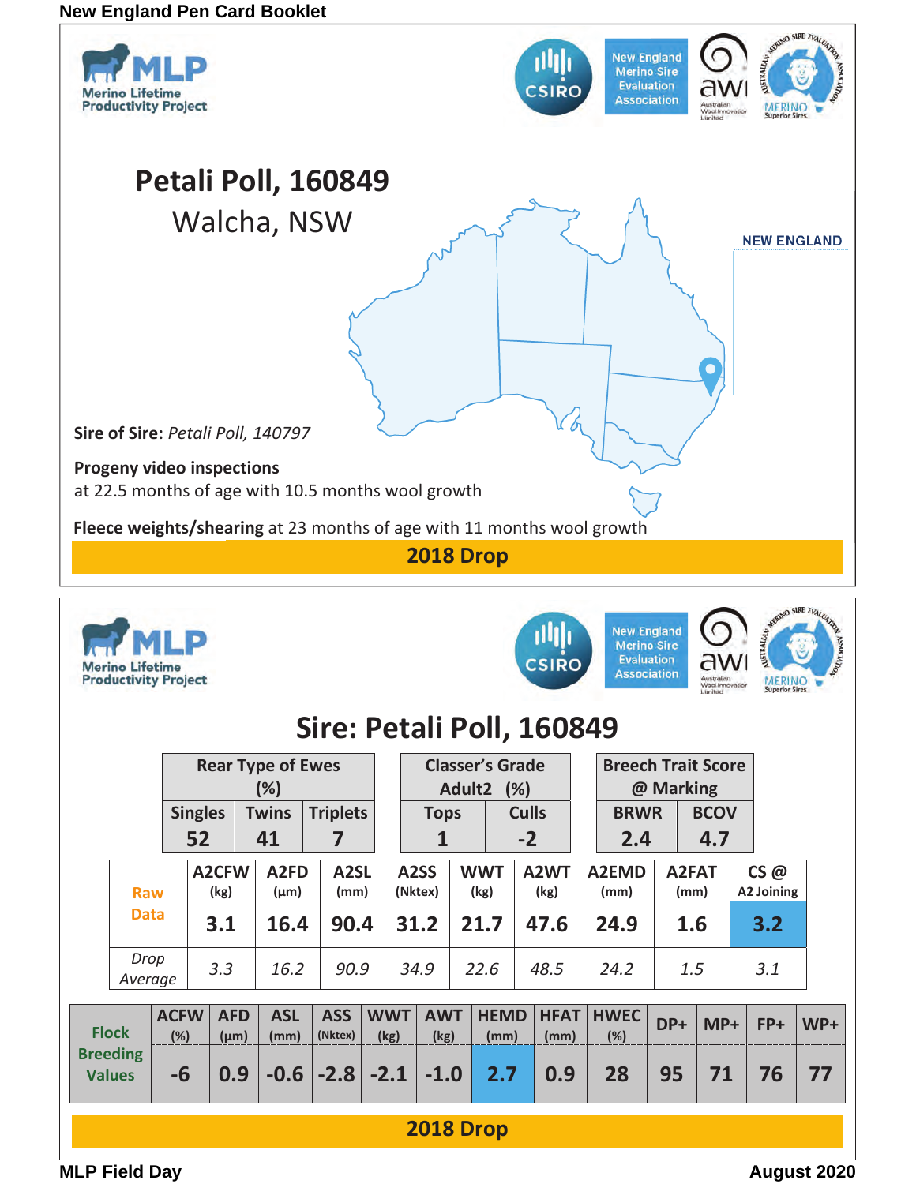# Petali Poll, 160849

## Walcha, NSW

NEW ENGLAND

**Sire of Sire:** *Petali Poll, 140797*

**Progeny video inspections**
at 22.5 months of age with 10.5 months wool growth

**Fleece weights/shearing** at 23 months of age with 11 months wool growth

**2018 Drop**

# Sire: Petali Poll, 160849

| Rear Type of Ewes (%) | | |
|---|---|---|
| Singles | Twins | Triplets |
| 52 | 41 | 7 |

| Classer's Grade Adult2 (%) | |
|---|---|
| Tops | Culls |
| 1 | -2 |

| Breech Trait Score @ Marking | |
|---|---|
| BRWR | BCOV |
| 2.4 | 4.7 |

| | A2CFW (kg) | A2FD (µm) | A2SL (mm) | A2SS (Nktex) | WWT (kg) | A2WT (kg) | A2EMD (mm) | A2FAT (mm) | CS @ A2 Joining |
|---|---|---|---|---|---|---|---|---|---|
| **Raw Data** | 3.1 | 16.4 | 90.4 | 31.2 | 21.7 | 47.6 | 24.9 | 1.6 | 3.2 |
| *Drop Average* | *3.3* | *16.2* | *90.9* | *34.9* | *22.6* | *48.5* | *24.2* | *1.5* | *3.1* |

| | ACFW (%) | AFD (µm) | ASL (mm) | ASS (Nktex) | WWT (kg) | AWT (kg) | HEMD (mm) | HFAT (mm) | HWEC (%) | DP+ | MP+ | FP+ | WP+ |
|---|---|---|---|---|---|---|---|---|---|---|---|---|---|
| **Flock Breeding Values** | -6 | 0.9 | -0.6 | -2.8 | -2.1 | -1.0 | 2.7 | 0.9 | 28 | 95 | 71 | 76 | 77 |

**2018 Drop**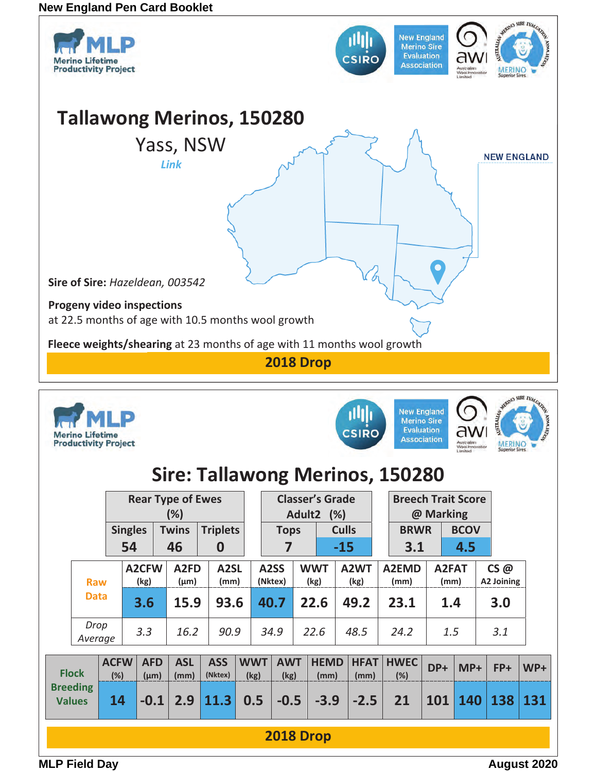New England Pen Card Booklet

MLP Merino Lifetime Productivity Project

CSIRO | New England Merino Sire Evaluation Association | awi Australian Wool Innovation Limited | Australian Merino Sire Evaluation Association MERINO Superior Sires

# Tallawong Merinos, 150280

## Yass, NSW

*Link*

NEW ENGLAND

**Sire of Sire:** *Hazeldean, 003542*

**Progeny video inspections**
at 22.5 months of age with 10.5 months wool growth

**Fleece weights/shearing** at 23 months of age with 11 months wool growth

**2018 Drop**

---

MLP Merino Lifetime Productivity Project

CSIRO | New England Merino Sire Evaluation Association | awi Australian Wool Innovation Limited | Australian Merino Sire Evaluation Association MERINO Superior Sires

# Sire: Tallawong Merinos, 150280

| Rear Type of Ewes (%) | | | Classer's Grade Adult2 (%) | | Breech Trait Score @ Marking | |
|---|---|---|---|---|---|---|
| Singles | Twins | Triplets | Tops | Culls | BRWR | BCOV |
| 54 | 46 | 0 | 7 | -15 | 3.1 | 4.5 |

| | A2CFW (kg) | A2FD (µm) | A2SL (mm) | A2SS (Nktex) | WWT (kg) | A2WT (kg) | A2EMD (mm) | A2FAT (mm) | CS @ A2 Joining |
|---|---|---|---|---|---|---|---|---|---|
| Raw Data | 3.6 | 15.9 | 93.6 | 40.7 | 22.6 | 49.2 | 23.1 | 1.4 | 3.0 |
| *Drop Average* | *3.3* | *16.2* | *90.9* | *34.9* | *22.6* | *48.5* | *24.2* | *1.5* | *3.1* |

| | ACFW (%) | AFD (µm) | ASL (mm) | ASS (Nktex) | WWT (kg) | AWT (kg) | HEMD (mm) | HFAT (mm) | HWEC (%) | DP+ | MP+ | FP+ | WP+ |
|---|---|---|---|---|---|---|---|---|---|---|---|---|---|
| Flock Breeding Values | 14 | -0.1 | 2.9 | 11.3 | 0.5 | -0.5 | -3.9 | -2.5 | 21 | 101 | 140 | 138 | 131 |

**2018 Drop**

MLP Field Day | August 2020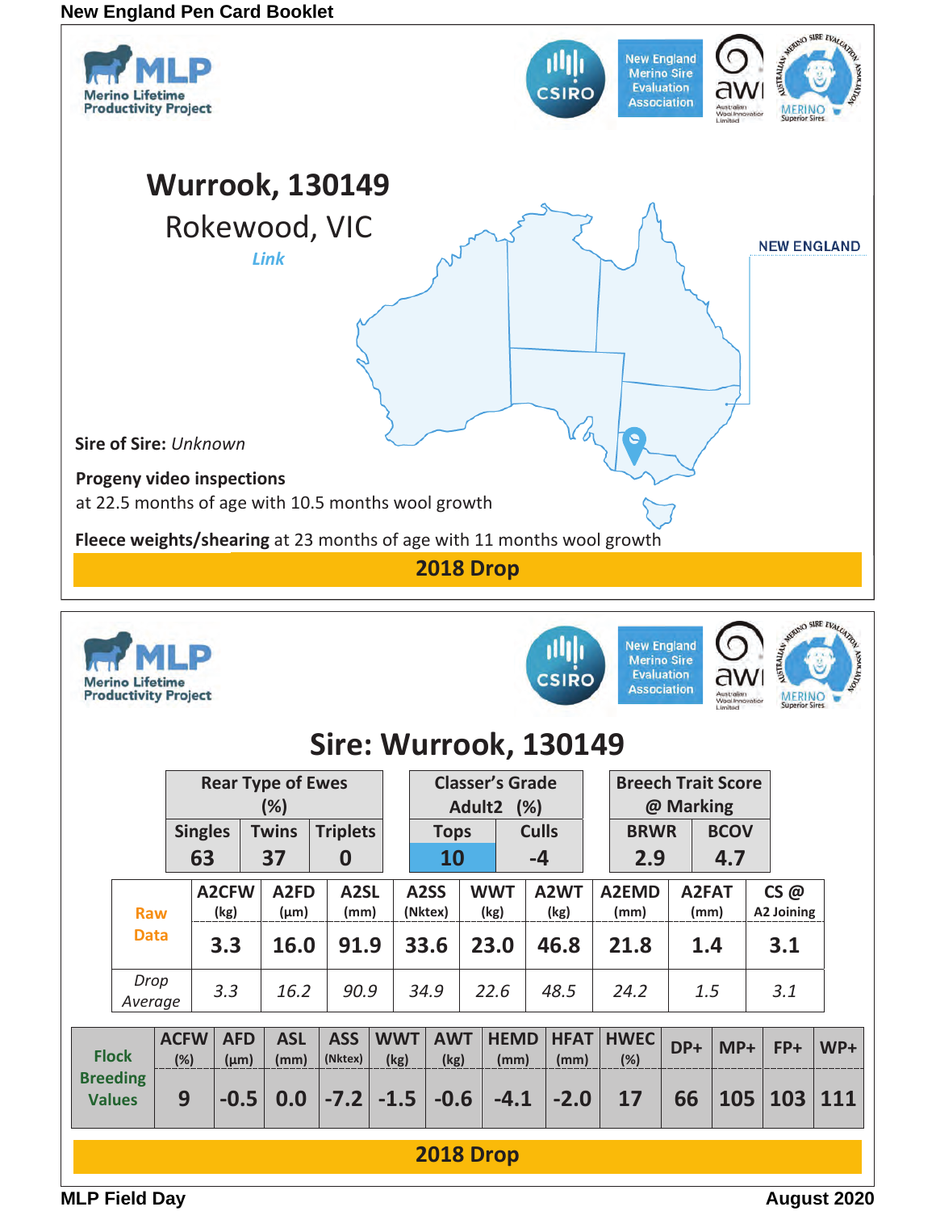New England Pen Card Booklet

MLP Merino Lifetime Productivity Project

CSIRO | New England Merino Sire Evaluation Association | awi Australian Wool Innovation Limited | Australian Merino Sire Evaluation Association MERINO Superior Sires

# Wurrook, 130149

## Rokewood, VIC

*Link*

NEW ENGLAND

**Sire of Sire:** *Unknown*

**Progeny video inspections**
at 22.5 months of age with 10.5 months wool growth

**Fleece weights/shearing** at 23 months of age with 11 months wool growth

**2018 Drop**

MLP Merino Lifetime Productivity Project

CSIRO | New England Merino Sire Evaluation Association | awi Australian Wool Innovation Limited | Australian Merino Sire Evaluation Association MERINO Superior Sires

# Sire: Wurrook, 130149

| Rear Type of Ewes (%) | | |
|---|---|---|
| Singles | Twins | Triplets |
| 63 | 37 | 0 |

| Classer's Grade Adult2 (%) | |
|---|---|
| Tops | Culls |
| 10 | -4 |

| Breech Trait Score @ Marking | |
|---|---|
| BRWR | BCOV |
| 2.9 | 4.7 |

| | A2CFW (kg) | A2FD (µm) | A2SL (mm) | A2SS (Nktex) | WWT (kg) | A2WT (kg) | A2EMD (mm) | A2FAT (mm) | CS @ A2 Joining |
|---|---|---|---|---|---|---|---|---|---|
| Raw Data | 3.3 | 16.0 | 91.9 | 33.6 | 23.0 | 46.8 | 21.8 | 1.4 | 3.1 |
| *Drop Average* | *3.3* | *16.2* | *90.9* | *34.9* | *22.6* | *48.5* | *24.2* | *1.5* | *3.1* |

| | ACFW (%) | AFD (µm) | ASL (mm) | ASS (Nktex) | WWT (kg) | AWT (kg) | HEMD (mm) | HFAT (mm) | HWEC (%) | DP+ | MP+ | FP+ | WP+ |
|---|---|---|---|---|---|---|---|---|---|---|---|---|---|
| Flock Breeding Values | 9 | -0.5 | 0.0 | -7.2 | -1.5 | -0.6 | -4.1 | -2.0 | 17 | 66 | 105 | 103 | 111 |

**2018 Drop**

MLP Field Day — August 2020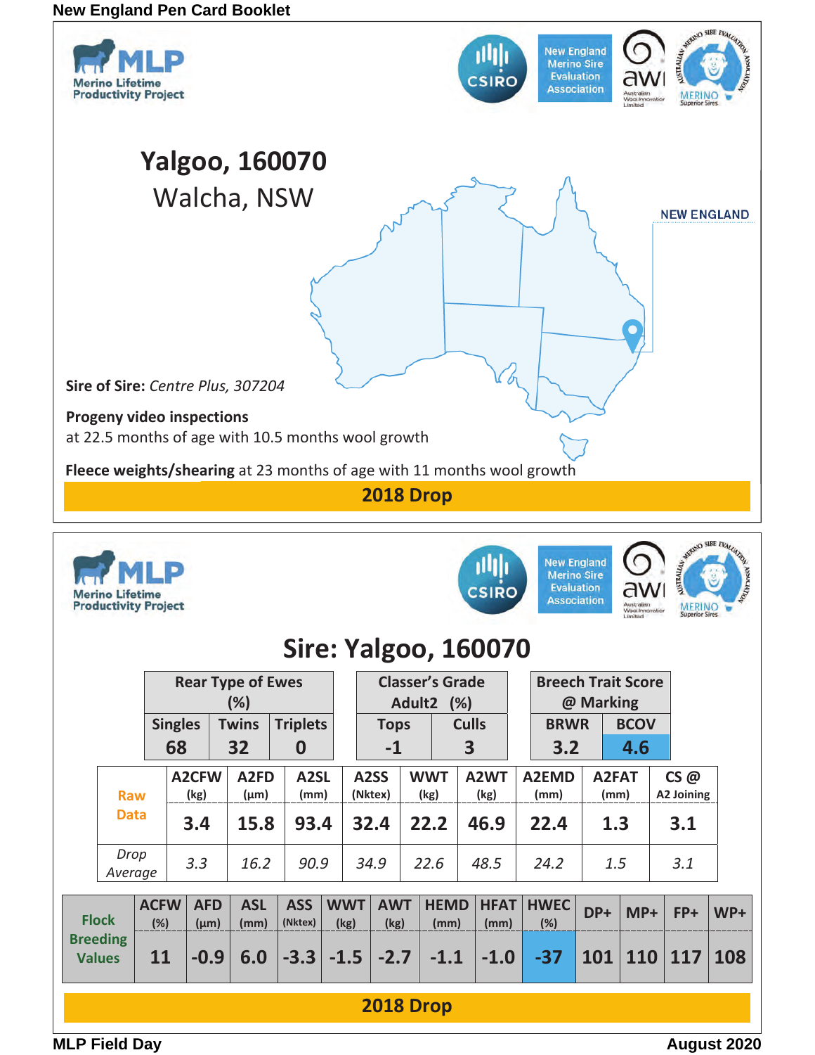New England Pen Card Booklet

MLP Merino Lifetime Productivity Project

CSIRO | New England Merino Sire Evaluation Association | awi Australian Wool Innovation Limited | Australian Merino Sire Evaluation Association MERINO Superior Sires

# Yalgoo, 160070

## Walcha, NSW

NEW ENGLAND

**Sire of Sire:** *Centre Plus, 307204*

**Progeny video inspections**
at 22.5 months of age with 10.5 months wool growth

**Fleece weights/shearing** at 23 months of age with 11 months wool growth

**2018 Drop**

MLP Merino Lifetime Productivity Project

CSIRO | New England Merino Sire Evaluation Association | awi Australian Wool Innovation Limited | Australian Merino Sire Evaluation Association MERINO Superior Sires

# Sire: Yalgoo, 160070

| Rear Type of Ewes (%) | | |
|---|---|---|
| Singles | Twins | Triplets |
| 68 | 32 | 0 |

| Classer's Grade Adult2 (%) | |
|---|---|
| Tops | Culls |
| -1 | 3 |

| Breech Trait Score @ Marking | |
|---|---|
| BRWR | BCOV |
| 3.2 | 4.6 |

| | A2CFW (kg) | A2FD (µm) | A2SL (mm) | A2SS (Nktex) | WWT (kg) | A2WT (kg) | A2EMD (mm) | A2FAT (mm) | CS @ A2 Joining |
|---|---|---|---|---|---|---|---|---|---|
| Raw Data | 3.4 | 15.8 | 93.4 | 32.4 | 22.2 | 46.9 | 22.4 | 1.3 | 3.1 |
| *Drop Average* | *3.3* | *16.2* | *90.9* | *34.9* | *22.6* | *48.5* | *24.2* | *1.5* | *3.1* |

| | ACFW (%) | AFD (µm) | ASL (mm) | ASS (Nktex) | WWT (kg) | AWT (kg) | HEMD (mm) | HFAT (mm) | HWEC (%) | DP+ | MP+ | FP+ | WP+ |
|---|---|---|---|---|---|---|---|---|---|---|---|---|---|
| Flock Breeding Values | 11 | -0.9 | 6.0 | -3.3 | -1.5 | -2.7 | -1.1 | -1.0 | -37 | 101 | 110 | 117 | 108 |

**2018 Drop**

MLP Field Day | August 2020